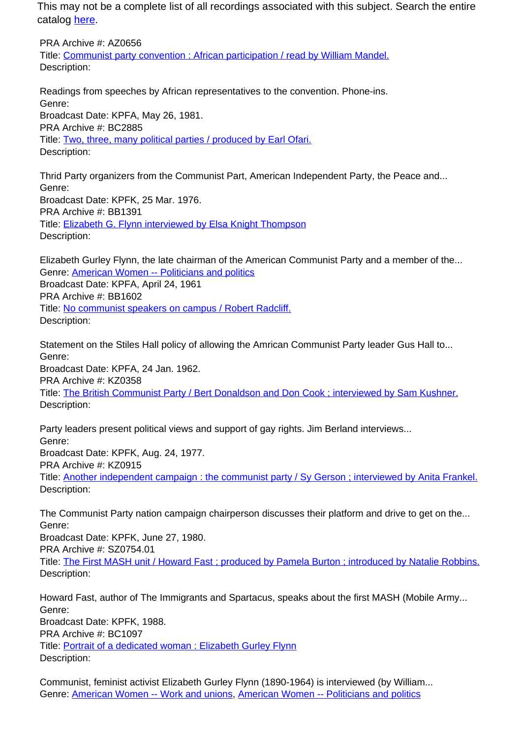This may not be a complete list of all recordings associated with this subject. Search the entire catalog [here](#).

PRA Archive #: AZ0656
Title: [Communist party convention : African participation / read by William Mandel.](#)
Description:

Readings from speeches by African representatives to the convention. Phone-ins.
Genre:
Broadcast Date: KPFA, May 26, 1981.
PRA Archive #: BC2885
Title: [Two, three, many political parties / produced by Earl Ofari.](#)
Description:

Thrid Party organizers from the Communist Part, American Independent Party, the Peace and...
Genre:
Broadcast Date: KPFK, 25 Mar. 1976.
PRA Archive #: BB1391
Title: [Elizabeth G. Flynn interviewed by Elsa Knight Thompson](#)
Description:

Elizabeth Gurley Flynn, the late chairman of the American Communist Party and a member of the...
Genre: [American Women -- Politicians and politics](#)
Broadcast Date: KPFA, April 24, 1961
PRA Archive #: BB1602
Title: [No communist speakers on campus / Robert Radcliff.](#)
Description:

Statement on the Stiles Hall policy of allowing the Amrican Communist Party leader Gus Hall to...
Genre:
Broadcast Date: KPFA, 24 Jan. 1962.
PRA Archive #: KZ0358
Title: [The British Communist Party / Bert Donaldson and Don Cook ; interviewed by Sam Kushner.](#)
Description:

Party leaders present political views and support of gay rights. Jim Berland interviews...
Genre:
Broadcast Date: KPFK, Aug. 24, 1977.
PRA Archive #: KZ0915
Title: [Another independent campaign : the communist party / Sy Gerson ; interviewed by Anita Frankel.](#)
Description:

The Communist Party nation campaign chairperson discusses their platform and drive to get on the...
Genre:
Broadcast Date: KPFK, June 27, 1980.
PRA Archive #: SZ0754.01
Title: [The First MASH unit / Howard Fast ; produced by Pamela Burton ; introduced by Natalie Robbins.](#)
Description:

Howard Fast, author of The Immigrants and Spartacus, speaks about the first MASH (Mobile Army...
Genre:
Broadcast Date: KPFK, 1988.
PRA Archive #: BC1097
Title: [Portrait of a dedicated woman : Elizabeth Gurley Flynn](#)
Description:

Communist, feminist activist Elizabeth Gurley Flynn (1890-1964) is interviewed (by William...
Genre: [American Women -- Work and unions](#), [American Women -- Politicians and politics](#)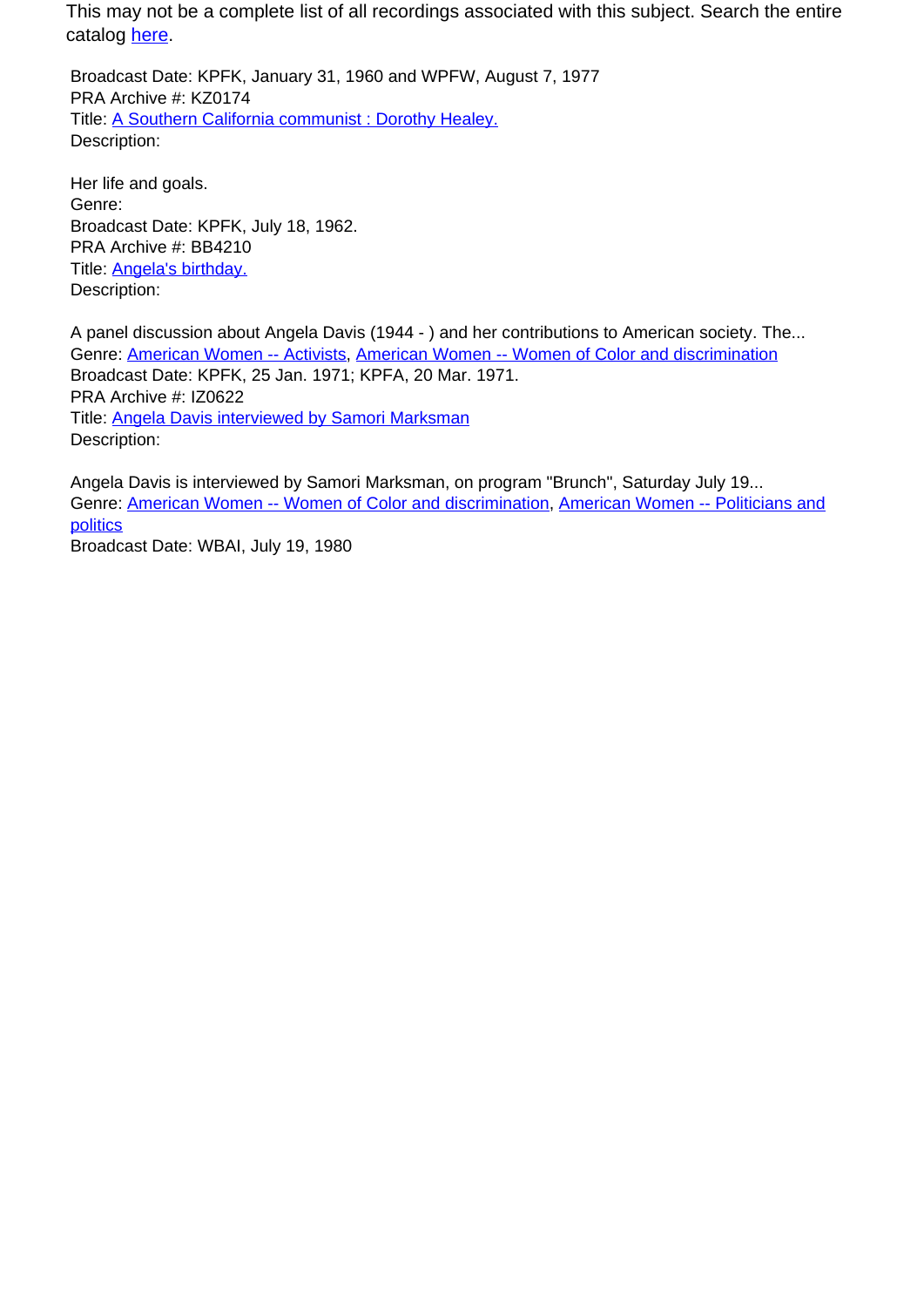This may not be a complete list of all recordings associated with this subject. Search the entire catalog [here](#).

Broadcast Date: KPFK, January 31, 1960 and WPFW, August 7, 1977
PRA Archive #: KZ0174
Title: [A Southern California communist : Dorothy Healey.](#)
Description:

Her life and goals.
Genre:
Broadcast Date: KPFK, July 18, 1962.
PRA Archive #: BB4210
Title: [Angela's birthday.](#)
Description:

A panel discussion about Angela Davis (1944 - ) and her contributions to American society. The...
Genre: [American Women -- Activists](#), [American Women -- Women of Color and discrimination](#)
Broadcast Date: KPFK, 25 Jan. 1971; KPFA, 20 Mar. 1971.
PRA Archive #: IZ0622
Title: [Angela Davis interviewed by Samori Marksman](#)
Description:

Angela Davis is interviewed by Samori Marksman, on program "Brunch", Saturday July 19...
Genre: [American Women -- Women of Color and discrimination](#), [American Women -- Politicians and politics](#)
Broadcast Date: WBAI, July 19, 1980